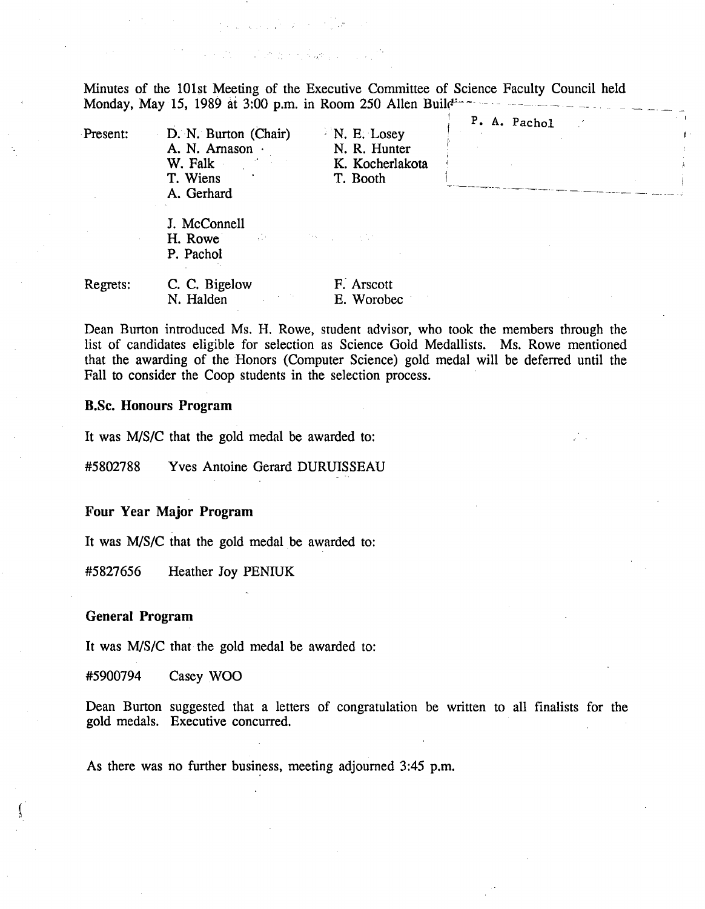Minutes of the 101st Meeting of the Executive Committee of Science Faculty Council held Monday, May 15, 1989 at 3:00 p.m. in Room 250 Allen Building

P. A. Pachol

| Present: | D. N. Burton (Chair) | N. E. Losey |
|---|---|---|
| | A. N. Arnason | N. R. Hunter |
| | W. Falk | K. Kocherlakota |
| | T. Wiens | T. Booth |
| | A. Gerhard | |
| | J. McConnell | |
| | H. Rowe | |
| | P. Pachol | |
| Regrets: | C. C. Bigelow | F. Arscott |
| | N. Halden | E. Worobec |

Dean Burton introduced Ms. H. Rowe, student advisor, who took the members through the list of candidates eligible for selection as Science Gold Medallists. Ms. Rowe mentioned that the awarding of the Honors (Computer Science) gold medal will be deferred until the Fall to consider the Coop students in the selection process.

**B.Sc. Honours Program**

It was M/S/C that the gold medal be awarded to:

#5802788 Yves Antoine Gerard DURUISSEAU

**Four Year Major Program**

It was M/S/C that the gold medal be awarded to:

#5827656 Heather Joy PENIUK

**General Program**

It was M/S/C that the gold medal be awarded to:

#5900794 Casey WOO

Dean Burton suggested that a letters of congratulation be written to all finalists for the gold medals. Executive concurred.

As there was no further business, meeting adjourned 3:45 p.m.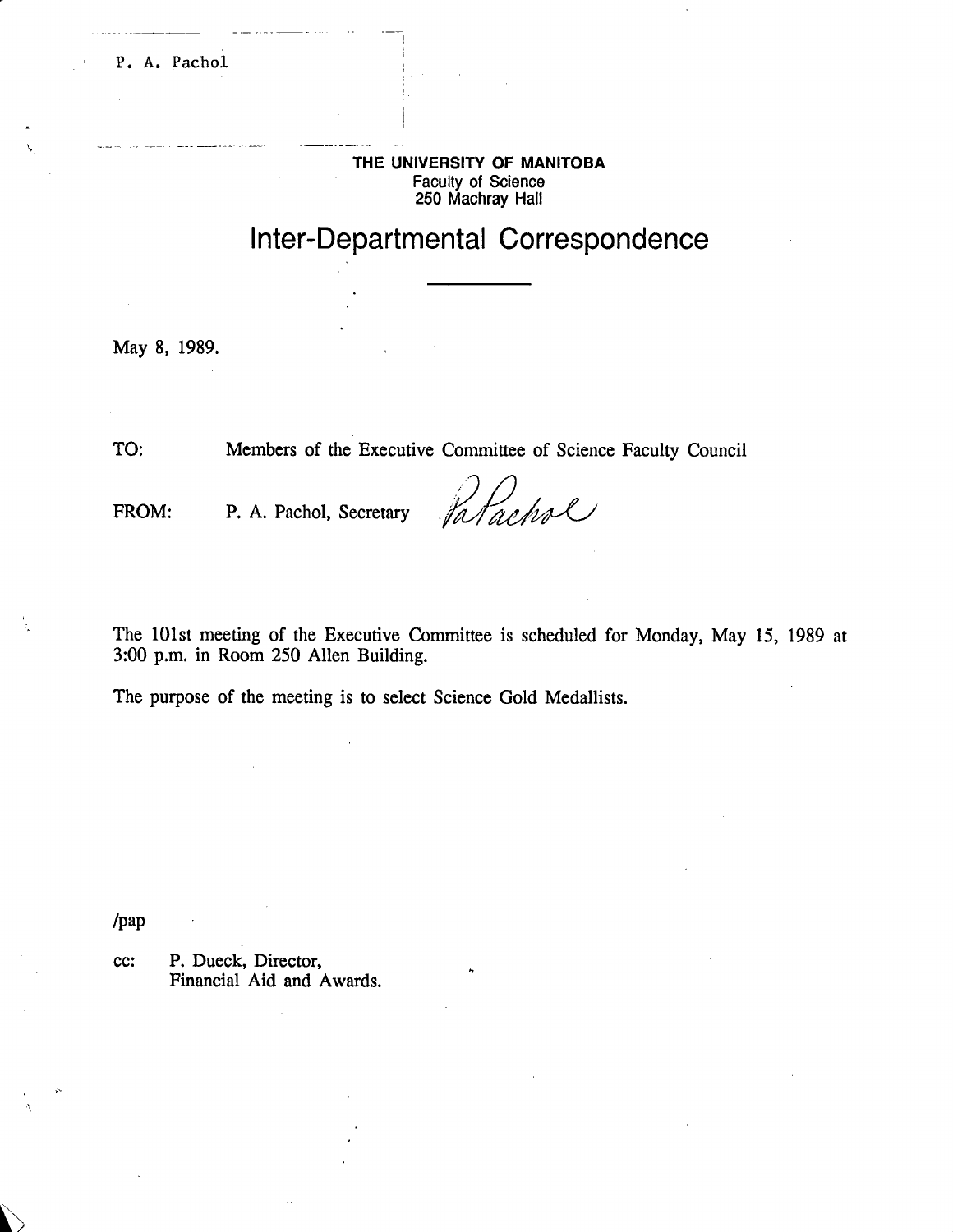P. A. Pachol

**THE UNIVERSITY OF MANITOBA**
Faculty of Science
250 Machray Hall

# Inter-Departmental Correspondence

May 8, 1989.

TO: Members of the Executive Committee of Science Faculty Council

FROM: P. A. Pachol, Secretary *PaPachol*

The 101st meeting of the Executive Committee is scheduled for Monday, May 15, 1989 at 3:00 p.m. in Room 250 Allen Building.

The purpose of the meeting is to select Science Gold Medallists.

/pap

cc: P. Dueck, Director,
Financial Aid and Awards.